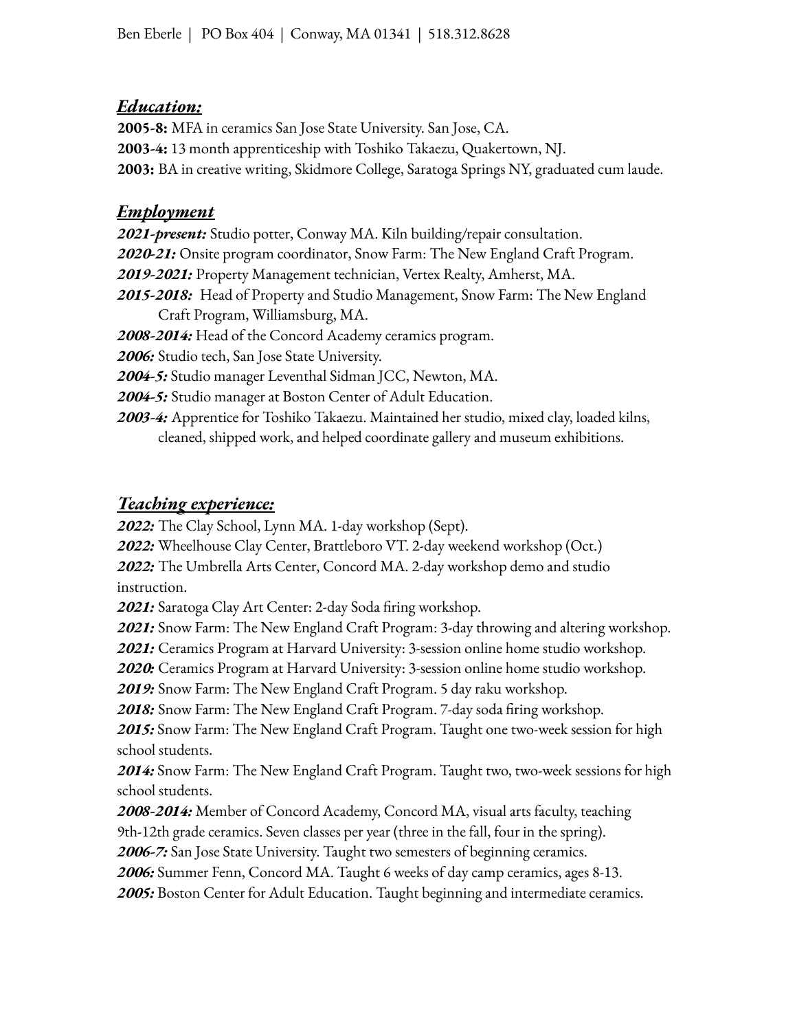Ben Eberle | PO Box 404 | Conway, MA 01341 | 518.312.8628

## ***Education:***

**2005-8:** MFA in ceramics San Jose State University. San Jose, CA.
**2003-4:** 13 month apprenticeship with Toshiko Takaezu, Quakertown, NJ.
**2003:** BA in creative writing, Skidmore College, Saratoga Springs NY, graduated cum laude.

## ***Employment***

***2021-present:*** Studio potter, Conway MA. Kiln building/repair consultation.
***2020-21:*** Onsite program coordinator, Snow Farm: The New England Craft Program.
***2019-2021:*** Property Management technician, Vertex Realty, Amherst, MA.
***2015-2018:*** Head of Property and Studio Management, Snow Farm: The New England Craft Program, Williamsburg, MA.
***2008-2014:*** Head of the Concord Academy ceramics program.
***2006:*** Studio tech, San Jose State University.
***2004-5:*** Studio manager Leventhal Sidman JCC, Newton, MA.
***2004-5:*** Studio manager at Boston Center of Adult Education.
***2003-4:*** Apprentice for Toshiko Takaezu. Maintained her studio, mixed clay, loaded kilns, cleaned, shipped work, and helped coordinate gallery and museum exhibitions.

## ***Teaching experience:***

***2022:*** The Clay School, Lynn MA. 1-day workshop (Sept).
***2022:*** Wheelhouse Clay Center, Brattleboro VT. 2-day weekend workshop (Oct.)
***2022:*** The Umbrella Arts Center, Concord MA. 2-day workshop demo and studio instruction.
***2021:*** Saratoga Clay Art Center: 2-day Soda firing workshop.
***2021:*** Snow Farm: The New England Craft Program: 3-day throwing and altering workshop.
***2021:*** Ceramics Program at Harvard University: 3-session online home studio workshop.
***2020:*** Ceramics Program at Harvard University: 3-session online home studio workshop.
***2019:*** Snow Farm: The New England Craft Program. 5 day raku workshop.
***2018:*** Snow Farm: The New England Craft Program. 7-day soda firing workshop.
***2015:*** Snow Farm: The New England Craft Program. Taught one two-week session for high school students.
***2014:*** Snow Farm: The New England Craft Program. Taught two, two-week sessions for high school students.
***2008-2014:*** Member of Concord Academy, Concord MA, visual arts faculty, teaching 9th-12th grade ceramics. Seven classes per year (three in the fall, four in the spring).
***2006-7:*** San Jose State University. Taught two semesters of beginning ceramics.
***2006:*** Summer Fenn, Concord MA. Taught 6 weeks of day camp ceramics, ages 8-13.
***2005:*** Boston Center for Adult Education. Taught beginning and intermediate ceramics.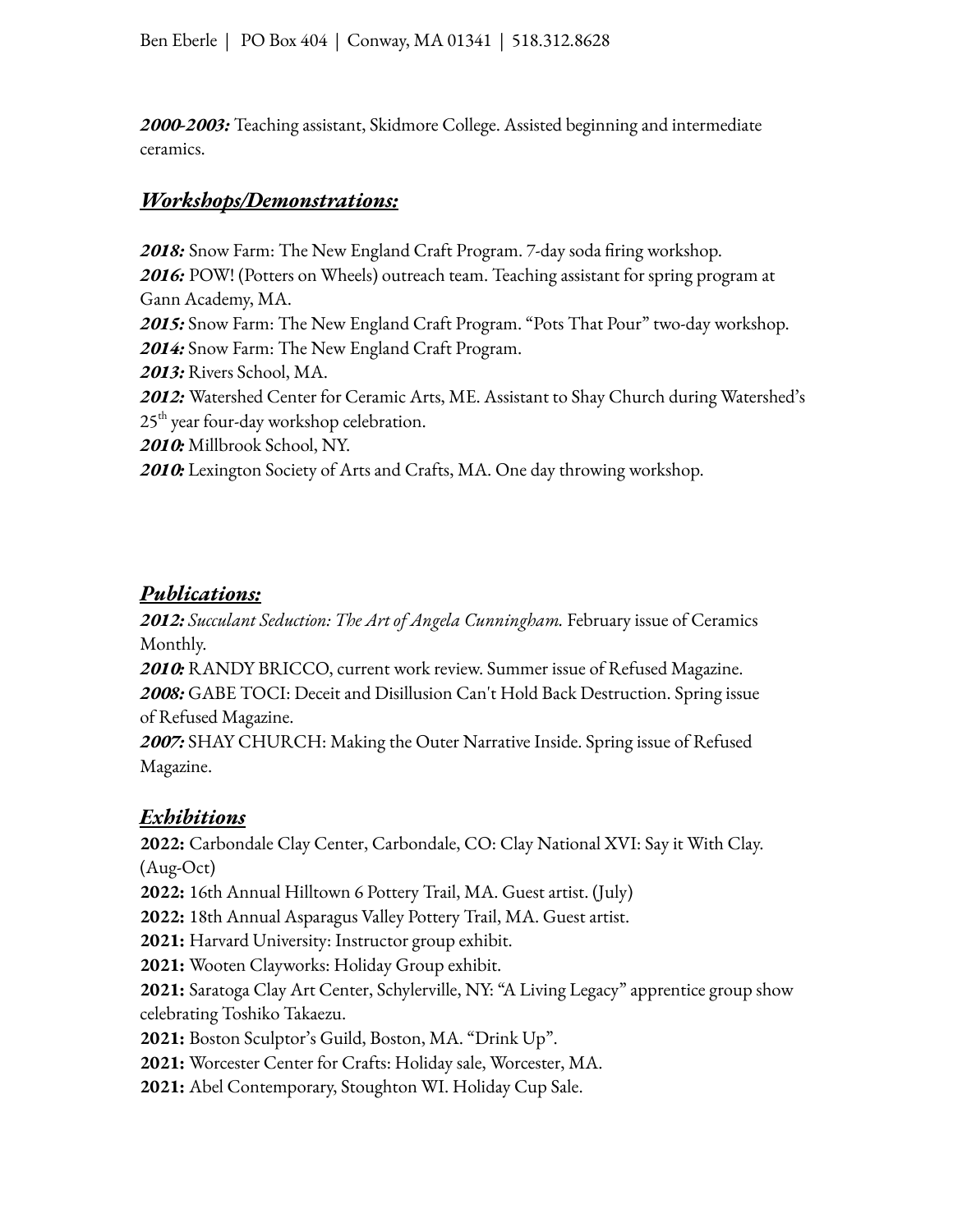***2000-2003:*** Teaching assistant, Skidmore College. Assisted beginning and intermediate ceramics.

## ***Workshops/Demonstrations:***

***2018:*** Snow Farm: The New England Craft Program. 7-day soda firing workshop.
***2016:*** POW! (Potters on Wheels) outreach team. Teaching assistant for spring program at Gann Academy, MA.
***2015:*** Snow Farm: The New England Craft Program. "Pots That Pour" two-day workshop.
***2014:*** Snow Farm: The New England Craft Program.
***2013:*** Rivers School, MA.
***2012:*** Watershed Center for Ceramic Arts, ME. Assistant to Shay Church during Watershed's 25th year four-day workshop celebration.
***2010:*** Millbrook School, NY.
***2010:*** Lexington Society of Arts and Crafts, MA. One day throwing workshop.

## ***Publications:***

***2012:*** *Succulant Seduction: The Art of Angela Cunningham.* February issue of Ceramics Monthly.
***2010:*** RANDY BRICCO, current work review. Summer issue of Refused Magazine.
***2008:*** GABE TOCI: Deceit and Disillusion Can't Hold Back Destruction. Spring issue of Refused Magazine.
***2007:*** SHAY CHURCH: Making the Outer Narrative Inside. Spring issue of Refused Magazine.

## ***Exhibitions***

**2022:** Carbondale Clay Center, Carbondale, CO: Clay National XVI: Say it With Clay. (Aug-Oct)
**2022:** 16th Annual Hilltown 6 Pottery Trail, MA. Guest artist. (July)
**2022:** 18th Annual Asparagus Valley Pottery Trail, MA. Guest artist.
**2021:** Harvard University: Instructor group exhibit.
**2021:** Wooten Clayworks: Holiday Group exhibit.
**2021:** Saratoga Clay Art Center, Schylerville, NY: "A Living Legacy" apprentice group show celebrating Toshiko Takaezu.
**2021:** Boston Sculptor's Guild, Boston, MA. "Drink Up".
**2021:** Worcester Center for Crafts: Holiday sale, Worcester, MA.
**2021:** Abel Contemporary, Stoughton WI. Holiday Cup Sale.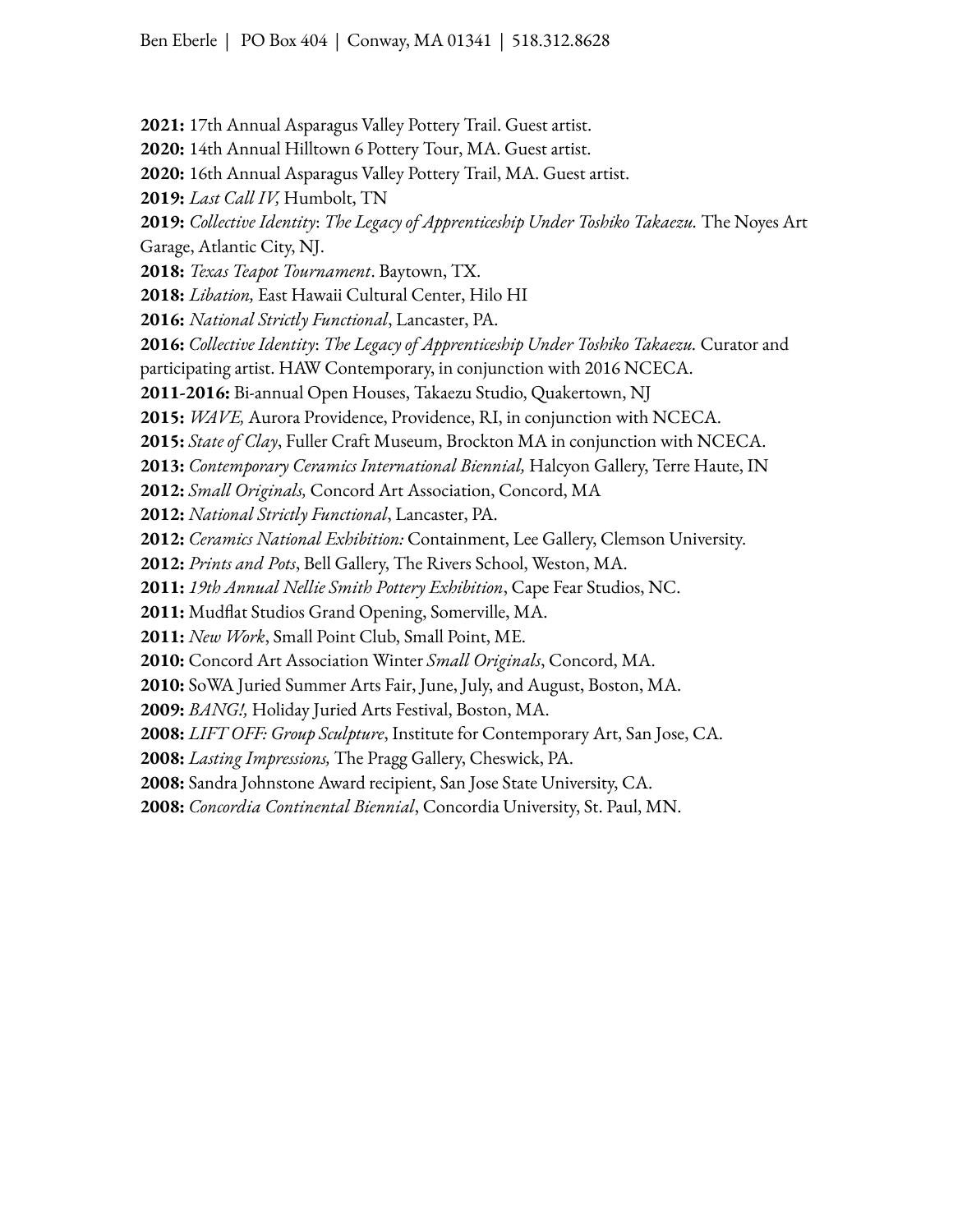**2021:** 17th Annual Asparagus Valley Pottery Trail. Guest artist.

**2020:** 14th Annual Hilltown 6 Pottery Tour, MA. Guest artist.

**2020:** 16th Annual Asparagus Valley Pottery Trail, MA. Guest artist.

**2019:** *Last Call IV,* Humbolt, TN

**2019:** *Collective Identity*: *The Legacy of Apprenticeship Under Toshiko Takaezu.* The Noyes Art Garage, Atlantic City, NJ.

**2018:** *Texas Teapot Tournament*. Baytown, TX.

**2018:** *Libation,* East Hawaii Cultural Center, Hilo HI

**2016:** *National Strictly Functional*, Lancaster, PA.

**2016:** *Collective Identity*: *The Legacy of Apprenticeship Under Toshiko Takaezu.* Curator and participating artist. HAW Contemporary, in conjunction with 2016 NCECA.

**2011-2016:** Bi-annual Open Houses, Takaezu Studio, Quakertown, NJ

**2015:** *WAVE,* Aurora Providence, Providence, RI, in conjunction with NCECA.

**2015:** *State of Clay*, Fuller Craft Museum, Brockton MA in conjunction with NCECA.

**2013:** *Contemporary Ceramics International Biennial,* Halcyon Gallery, Terre Haute, IN

**2012:** *Small Originals,* Concord Art Association, Concord, MA

**2012:** *National Strictly Functional*, Lancaster, PA.

**2012:** *Ceramics National Exhibition:* Containment, Lee Gallery, Clemson University.

**2012:** *Prints and Pots*, Bell Gallery, The Rivers School, Weston, MA.

**2011:** *19th Annual Nellie Smith Pottery Exhibition*, Cape Fear Studios, NC.

**2011:** Mudflat Studios Grand Opening, Somerville, MA.

**2011:** *New Work*, Small Point Club, Small Point, ME.

**2010:** Concord Art Association Winter *Small Originals*, Concord, MA.

**2010:** SoWA Juried Summer Arts Fair, June, July, and August, Boston, MA.

**2009:** *BANG!,* Holiday Juried Arts Festival, Boston, MA.

**2008:** *LIFT OFF: Group Sculpture*, Institute for Contemporary Art, San Jose, CA.

**2008:** *Lasting Impressions,* The Pragg Gallery, Cheswick, PA.

**2008:** Sandra Johnstone Award recipient, San Jose State University, CA.

**2008:** *Concordia Continental Biennial*, Concordia University, St. Paul, MN.